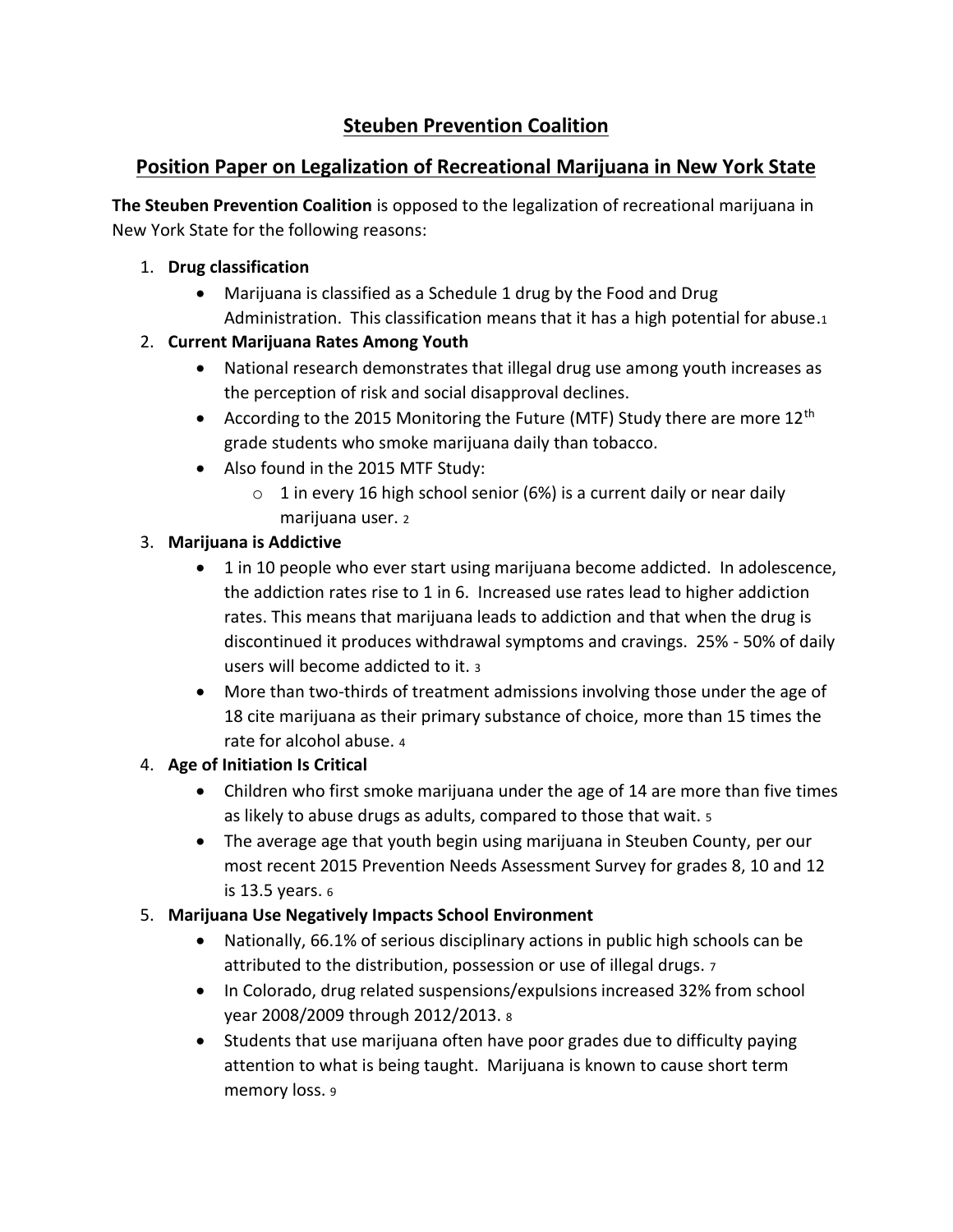# Steuben Prevention Coalition

## Position Paper on Legalization of Recreational Marijuana in New York State

**The Steuben Prevention Coalition** is opposed to the legalization of recreational marijuana in New York State for the following reasons:

1. **Drug classification**
   - Marijuana is classified as a Schedule 1 drug by the Food and Drug Administration. This classification means that it has a high potential for abuse.[1]
2. **Current Marijuana Rates Among Youth**
   - National research demonstrates that illegal drug use among youth increases as the perception of risk and social disapproval declines.
   - According to the 2015 Monitoring the Future (MTF) Study there are more 12th grade students who smoke marijuana daily than tobacco.
   - Also found in the 2015 MTF Study:
     - 1 in every 16 high school senior (6%) is a current daily or near daily marijuana user. [2]
3. **Marijuana is Addictive**
   - 1 in 10 people who ever start using marijuana become addicted. In adolescence, the addiction rates rise to 1 in 6. Increased use rates lead to higher addiction rates. This means that marijuana leads to addiction and that when the drug is discontinued it produces withdrawal symptoms and cravings. 25% - 50% of daily users will become addicted to it. [3]
   - More than two-thirds of treatment admissions involving those under the age of 18 cite marijuana as their primary substance of choice, more than 15 times the rate for alcohol abuse. [4]
4. **Age of Initiation Is Critical**
   - Children who first smoke marijuana under the age of 14 are more than five times as likely to abuse drugs as adults, compared to those that wait. [5]
   - The average age that youth begin using marijuana in Steuben County, per our most recent 2015 Prevention Needs Assessment Survey for grades 8, 10 and 12 is 13.5 years. [6]
5. **Marijuana Use Negatively Impacts School Environment**
   - Nationally, 66.1% of serious disciplinary actions in public high schools can be attributed to the distribution, possession or use of illegal drugs. [7]
   - In Colorado, drug related suspensions/expulsions increased 32% from school year 2008/2009 through 2012/2013. [8]
   - Students that use marijuana often have poor grades due to difficulty paying attention to what is being taught. Marijuana is known to cause short term memory loss. [9]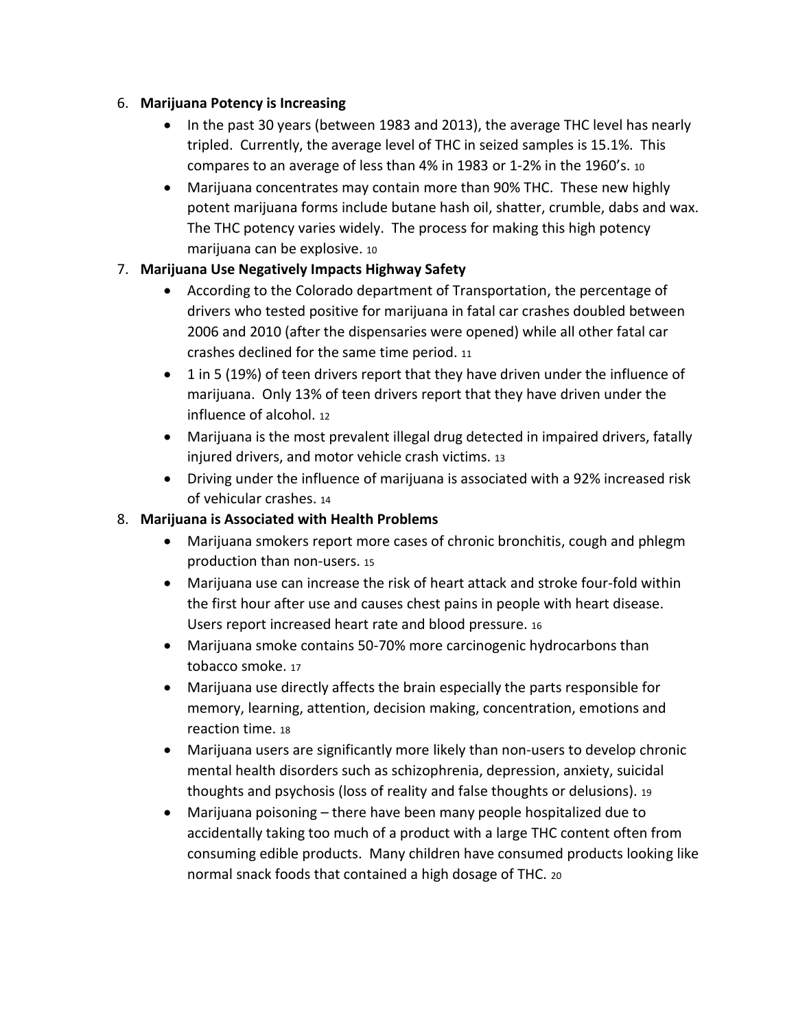6. **Marijuana Potency is Increasing**
   - In the past 30 years (between 1983 and 2013), the average THC level has nearly tripled. Currently, the average level of THC in seized samples is 15.1%. This compares to an average of less than 4% in 1983 or 1-2% in the 1960's. [10]
   - Marijuana concentrates may contain more than 90% THC. These new highly potent marijuana forms include butane hash oil, shatter, crumble, dabs and wax. The THC potency varies widely. The process for making this high potency marijuana can be explosive. [10]
7. **Marijuana Use Negatively Impacts Highway Safety**
   - According to the Colorado department of Transportation, the percentage of drivers who tested positive for marijuana in fatal car crashes doubled between 2006 and 2010 (after the dispensaries were opened) while all other fatal car crashes declined for the same time period. [11]
   - 1 in 5 (19%) of teen drivers report that they have driven under the influence of marijuana. Only 13% of teen drivers report that they have driven under the influence of alcohol. [12]
   - Marijuana is the most prevalent illegal drug detected in impaired drivers, fatally injured drivers, and motor vehicle crash victims. [13]
   - Driving under the influence of marijuana is associated with a 92% increased risk of vehicular crashes. [14]
8. **Marijuana is Associated with Health Problems**
   - Marijuana smokers report more cases of chronic bronchitis, cough and phlegm production than non-users. [15]
   - Marijuana use can increase the risk of heart attack and stroke four-fold within the first hour after use and causes chest pains in people with heart disease. Users report increased heart rate and blood pressure. [16]
   - Marijuana smoke contains 50-70% more carcinogenic hydrocarbons than tobacco smoke. [17]
   - Marijuana use directly affects the brain especially the parts responsible for memory, learning, attention, decision making, concentration, emotions and reaction time. [18]
   - Marijuana users are significantly more likely than non-users to develop chronic mental health disorders such as schizophrenia, depression, anxiety, suicidal thoughts and psychosis (loss of reality and false thoughts or delusions). [19]
   - Marijuana poisoning – there have been many people hospitalized due to accidentally taking too much of a product with a large THC content often from consuming edible products. Many children have consumed products looking like normal snack foods that contained a high dosage of THC. [20]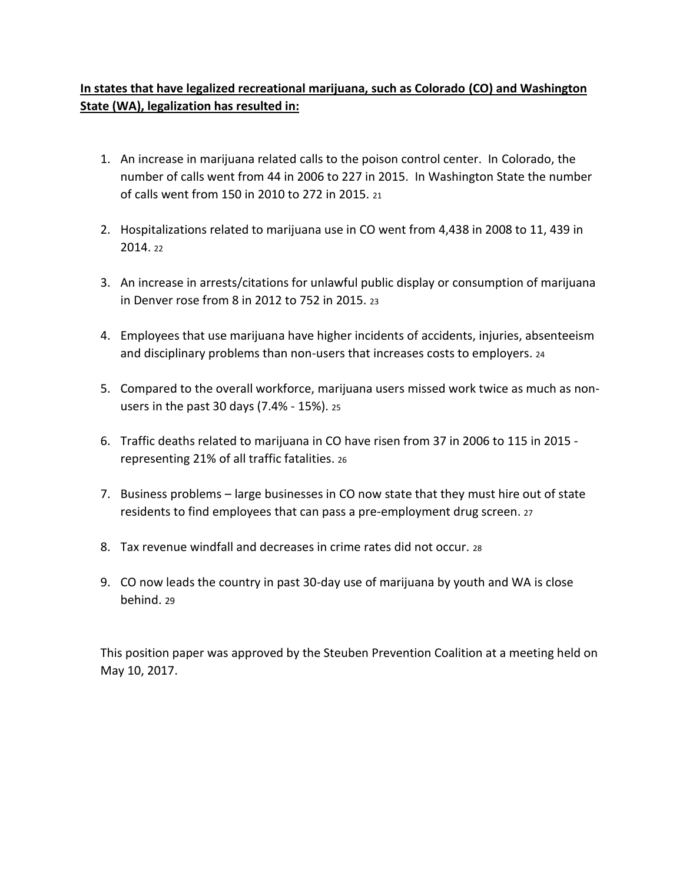**In states that have legalized recreational marijuana, such as Colorado (CO) and Washington State (WA), legalization has resulted in:**

1. An increase in marijuana related calls to the poison control center. In Colorado, the number of calls went from 44 in 2006 to 227 in 2015. In Washington State the number of calls went from 150 in 2010 to 272 in 2015. [21]

2. Hospitalizations related to marijuana use in CO went from 4,438 in 2008 to 11, 439 in 2014. [22]

3. An increase in arrests/citations for unlawful public display or consumption of marijuana in Denver rose from 8 in 2012 to 752 in 2015. [23]

4. Employees that use marijuana have higher incidents of accidents, injuries, absenteeism and disciplinary problems than non-users that increases costs to employers. [24]

5. Compared to the overall workforce, marijuana users missed work twice as much as non-users in the past 30 days (7.4% - 15%). [25]

6. Traffic deaths related to marijuana in CO have risen from 37 in 2006 to 115 in 2015 - representing 21% of all traffic fatalities. [26]

7. Business problems – large businesses in CO now state that they must hire out of state residents to find employees that can pass a pre-employment drug screen. [27]

8. Tax revenue windfall and decreases in crime rates did not occur. [28]

9. CO now leads the country in past 30-day use of marijuana by youth and WA is close behind. [29]

This position paper was approved by the Steuben Prevention Coalition at a meeting held on May 10, 2017.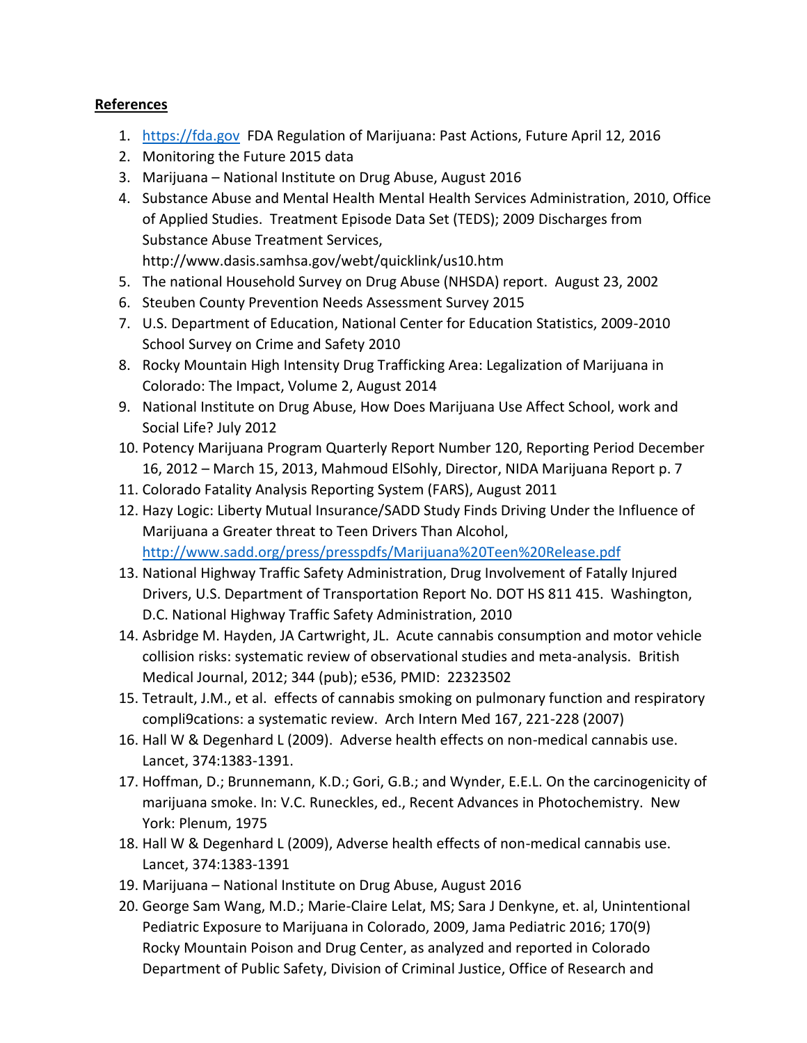**References**

1. https://fda.gov FDA Regulation of Marijuana: Past Actions, Future April 12, 2016
2. Monitoring the Future 2015 data
3. Marijuana – National Institute on Drug Abuse, August 2016
4. Substance Abuse and Mental Health Mental Health Services Administration, 2010, Office of Applied Studies. Treatment Episode Data Set (TEDS); 2009 Discharges from Substance Abuse Treatment Services, http://www.dasis.samhsa.gov/webt/quicklink/us10.htm
5. The national Household Survey on Drug Abuse (NHSDA) report. August 23, 2002
6. Steuben County Prevention Needs Assessment Survey 2015
7. U.S. Department of Education, National Center for Education Statistics, 2009-2010 School Survey on Crime and Safety 2010
8. Rocky Mountain High Intensity Drug Trafficking Area: Legalization of Marijuana in Colorado: The Impact, Volume 2, August 2014
9. National Institute on Drug Abuse, How Does Marijuana Use Affect School, work and Social Life? July 2012
10. Potency Marijuana Program Quarterly Report Number 120, Reporting Period December 16, 2012 – March 15, 2013, Mahmoud ElSohly, Director, NIDA Marijuana Report p. 7
11. Colorado Fatality Analysis Reporting System (FARS), August 2011
12. Hazy Logic: Liberty Mutual Insurance/SADD Study Finds Driving Under the Influence of Marijuana a Greater threat to Teen Drivers Than Alcohol, http://www.sadd.org/press/presspdfs/Marijuana%20Teen%20Release.pdf
13. National Highway Traffic Safety Administration, Drug Involvement of Fatally Injured Drivers, U.S. Department of Transportation Report No. DOT HS 811 415. Washington, D.C. National Highway Traffic Safety Administration, 2010
14. Asbridge M. Hayden, JA Cartwright, JL. Acute cannabis consumption and motor vehicle collision risks: systematic review of observational studies and meta-analysis. British Medical Journal, 2012; 344 (pub); e536, PMID: 22323502
15. Tetrault, J.M., et al. effects of cannabis smoking on pulmonary function and respiratory compli9cations: a systematic review. Arch Intern Med 167, 221-228 (2007)
16. Hall W & Degenhard L (2009). Adverse health effects on non-medical cannabis use. Lancet, 374:1383-1391.
17. Hoffman, D.; Brunnemann, K.D.; Gori, G.B.; and Wynder, E.E.L. On the carcinogenicity of marijuana smoke. In: V.C. Runeckles, ed., Recent Advances in Photochemistry. New York: Plenum, 1975
18. Hall W & Degenhard L (2009), Adverse health effects of non-medical cannabis use. Lancet, 374:1383-1391
19. Marijuana – National Institute on Drug Abuse, August 2016
20. George Sam Wang, M.D.; Marie-Claire Lelat, MS; Sara J Denkyne, et. al, Unintentional Pediatric Exposure to Marijuana in Colorado, 2009, Jama Pediatric 2016; 170(9) Rocky Mountain Poison and Drug Center, as analyzed and reported in Colorado Department of Public Safety, Division of Criminal Justice, Office of Research and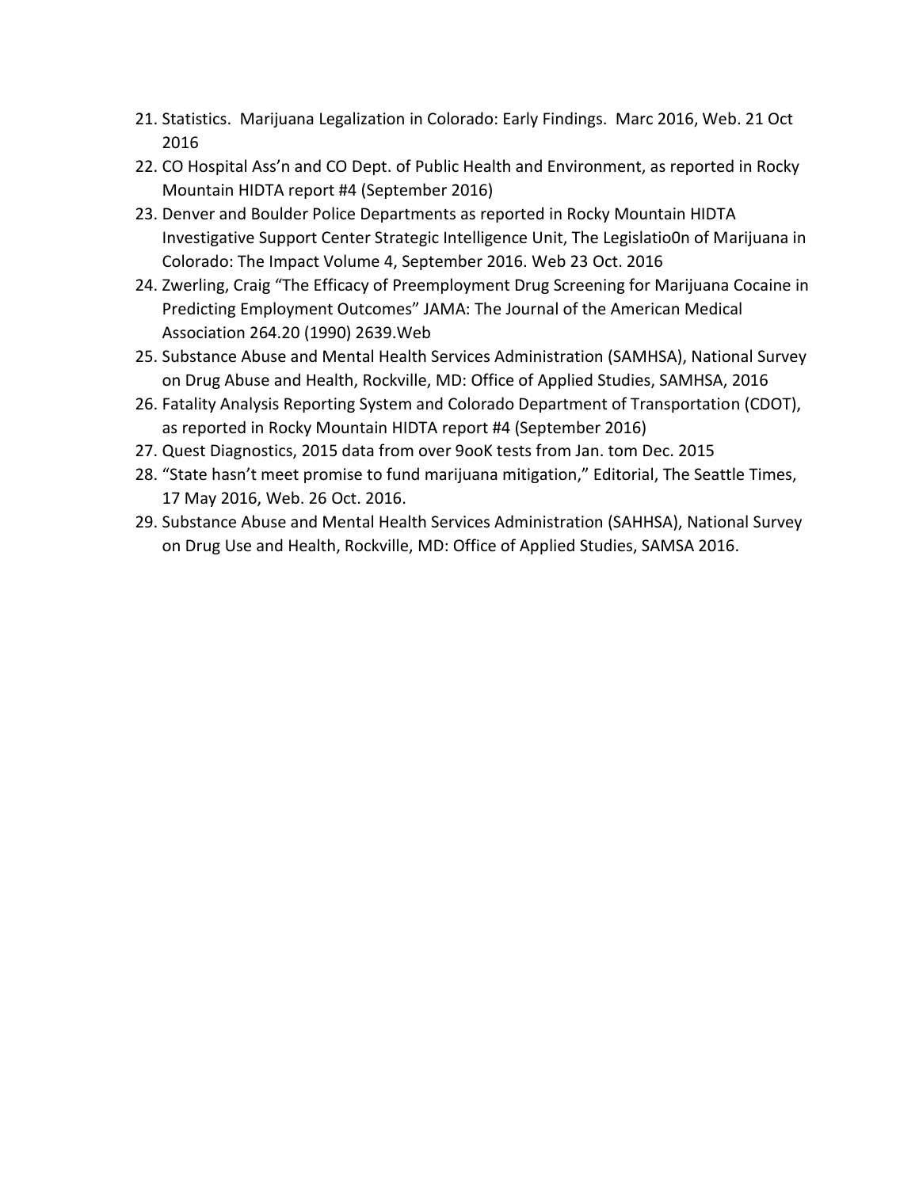21. Statistics. Marijuana Legalization in Colorado: Early Findings. Marc 2016, Web. 21 Oct 2016
22. CO Hospital Ass'n and CO Dept. of Public Health and Environment, as reported in Rocky Mountain HIDTA report #4 (September 2016)
23. Denver and Boulder Police Departments as reported in Rocky Mountain HIDTA Investigative Support Center Strategic Intelligence Unit, The Legislatio0n of Marijuana in Colorado: The Impact Volume 4, September 2016. Web 23 Oct. 2016
24. Zwerling, Craig "The Efficacy of Preemployment Drug Screening for Marijuana Cocaine in Predicting Employment Outcomes" JAMA: The Journal of the American Medical Association 264.20 (1990) 2639.Web
25. Substance Abuse and Mental Health Services Administration (SAMHSA), National Survey on Drug Abuse and Health, Rockville, MD: Office of Applied Studies, SAMHSA, 2016
26. Fatality Analysis Reporting System and Colorado Department of Transportation (CDOT), as reported in Rocky Mountain HIDTA report #4 (September 2016)
27. Quest Diagnostics, 2015 data from over 9ooK tests from Jan. tom Dec. 2015
28. "State hasn't meet promise to fund marijuana mitigation," Editorial, The Seattle Times, 17 May 2016, Web. 26 Oct. 2016.
29. Substance Abuse and Mental Health Services Administration (SAHHSA), National Survey on Drug Use and Health, Rockville, MD: Office of Applied Studies, SAMSA 2016.